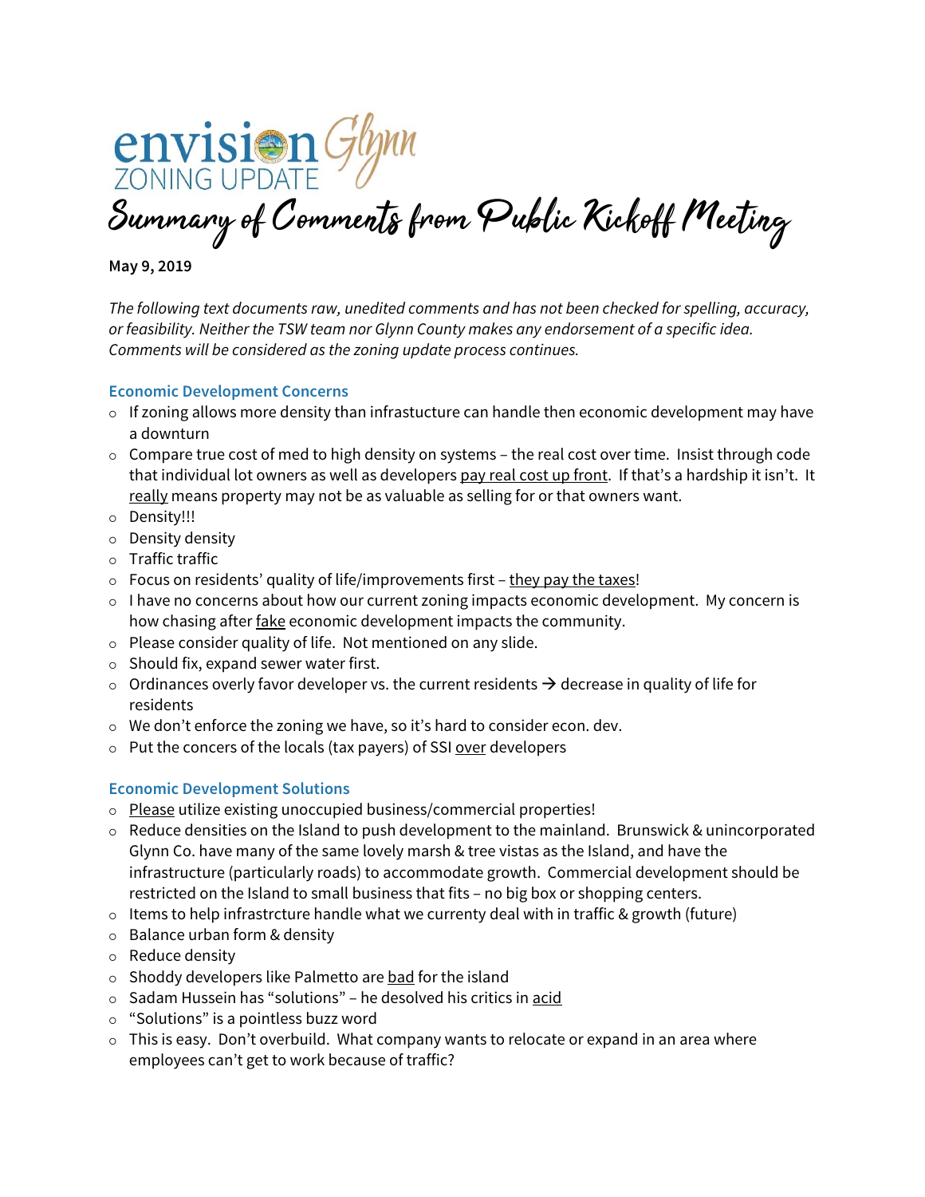envision Glynn
ZONING UPDATE

# Summary of Comments from Public Kickoff Meeting

**May 9, 2019**

*The following text documents raw, unedited comments and has not been checked for spelling, accuracy, or feasibility. Neither the TSW team nor Glynn County makes any endorsement of a specific idea. Comments will be considered as the zoning update process continues.*

## Economic Development Concerns

- If zoning allows more density than infrastucture can handle then economic development may have a downturn
- Compare true cost of med to high density on systems – the real cost over time. Insist through code that individual lot owners as well as developers pay real cost up front. If that's a hardship it isn't. It really means property may not be as valuable as selling for or that owners want.
- Density!!!
- Density density
- Traffic traffic
- Focus on residents' quality of life/improvements first – they pay the taxes!
- I have no concerns about how our current zoning impacts economic development. My concern is how chasing after fake economic development impacts the community.
- Please consider quality of life. Not mentioned on any slide.
- Should fix, expand sewer water first.
- Ordinances overly favor developer vs. the current residents → decrease in quality of life for residents
- We don't enforce the zoning we have, so it's hard to consider econ. dev.
- Put the concers of the locals (tax payers) of SSI over developers

## Economic Development Solutions

- Please utilize existing unoccupied business/commercial properties!
- Reduce densities on the Island to push development to the mainland. Brunswick & unincorporated Glynn Co. have many of the same lovely marsh & tree vistas as the Island, and have the infrastructure (particularly roads) to accommodate growth. Commercial development should be restricted on the Island to small business that fits – no big box or shopping centers.
- Items to help infrastrcture handle what we currenty deal with in traffic & growth (future)
- Balance urban form & density
- Reduce density
- Shoddy developers like Palmetto are bad for the island
- Sadam Hussein has "solutions" – he desolved his critics in acid
- "Solutions" is a pointless buzz word
- This is easy. Don't overbuild. What company wants to relocate or expand in an area where employees can't get to work because of traffic?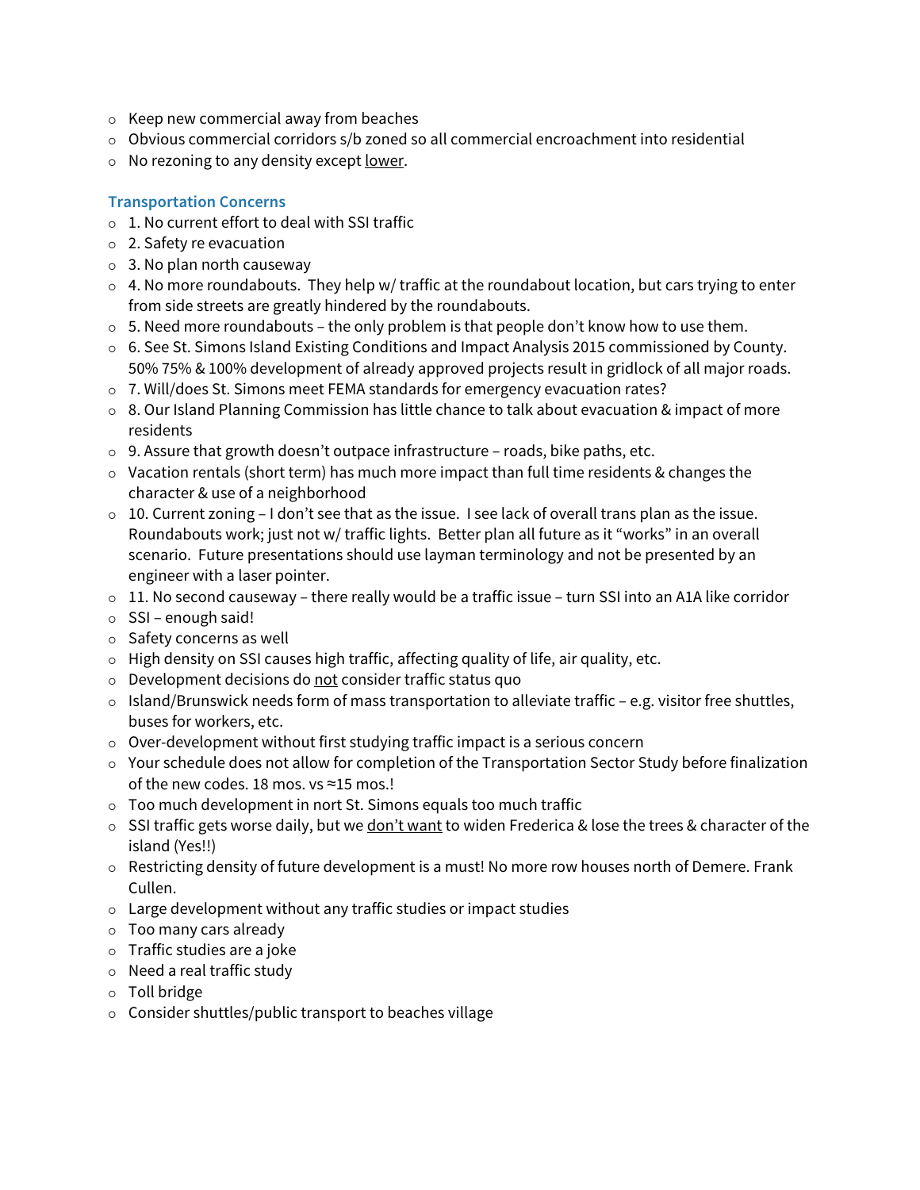- Keep new commercial away from beaches
- Obvious commercial corridors s/b zoned so all commercial encroachment into residential
- No rezoning to any density except <u>lower</u>.

### Transportation Concerns

- 1. No current effort to deal with SSI traffic
- 2. Safety re evacuation
- 3. No plan north causeway
- 4. No more roundabouts. They help w/ traffic at the roundabout location, but cars trying to enter from side streets are greatly hindered by the roundabouts.
- 5. Need more roundabouts – the only problem is that people don't know how to use them.
- 6. See St. Simons Island Existing Conditions and Impact Analysis 2015 commissioned by County. 50% 75% & 100% development of already approved projects result in gridlock of all major roads.
- 7. Will/does St. Simons meet FEMA standards for emergency evacuation rates?
- 8. Our Island Planning Commission has little chance to talk about evacuation & impact of more residents
- 9. Assure that growth doesn't outpace infrastructure – roads, bike paths, etc.
- Vacation rentals (short term) has much more impact than full time residents & changes the character & use of a neighborhood
- 10. Current zoning – I don't see that as the issue. I see lack of overall trans plan as the issue. Roundabouts work; just not w/ traffic lights. Better plan all future as it "works" in an overall scenario. Future presentations should use layman terminology and not be presented by an engineer with a laser pointer.
- 11. No second causeway – there really would be a traffic issue – turn SSI into an A1A like corridor
- SSI – enough said!
- Safety concerns as well
- High density on SSI causes high traffic, affecting quality of life, air quality, etc.
- Development decisions do <u>not</u> consider traffic status quo
- Island/Brunswick needs form of mass transportation to alleviate traffic – e.g. visitor free shuttles, buses for workers, etc.
- Over-development without first studying traffic impact is a serious concern
- Your schedule does not allow for completion of the Transportation Sector Study before finalization of the new codes. 18 mos. vs ≈15 mos.!
- Too much development in nort St. Simons equals too much traffic
- SSI traffic gets worse daily, but we <u>don't want</u> to widen Frederica & lose the trees & character of the island (Yes!!)
- Restricting density of future development is a must! No more row houses north of Demere. Frank Cullen.
- Large development without any traffic studies or impact studies
- Too many cars already
- Traffic studies are a joke
- Need a real traffic study
- Toll bridge
- Consider shuttles/public transport to beaches village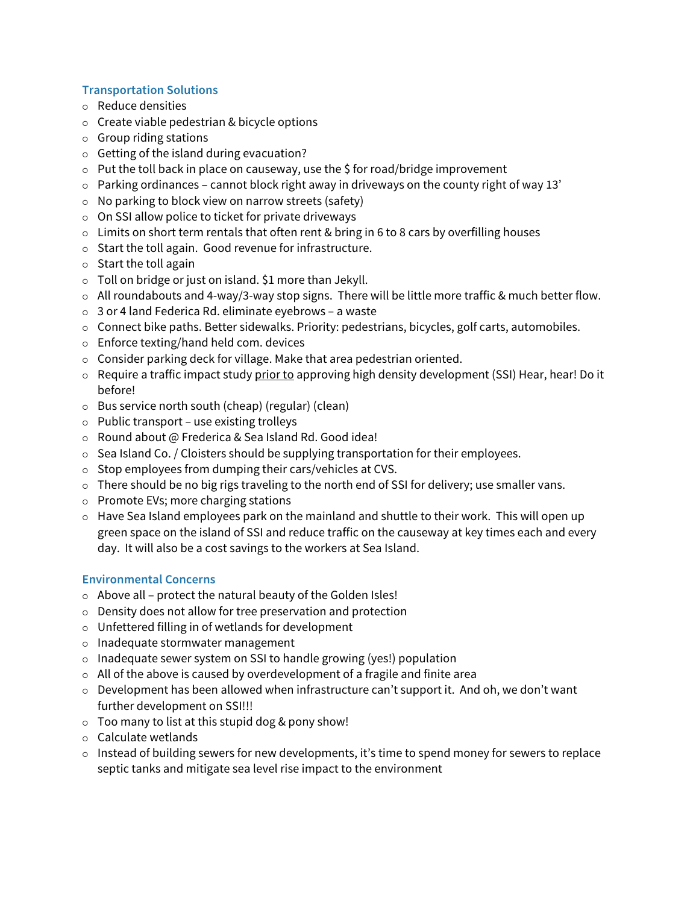### Transportation Solutions

- Reduce densities
- Create viable pedestrian & bicycle options
- Group riding stations
- Getting of the island during evacuation?
- Put the toll back in place on causeway, use the $ for road/bridge improvement
- Parking ordinances – cannot block right away in driveways on the county right of way 13'
- No parking to block view on narrow streets (safety)
- On SSI allow police to ticket for private driveways
- Limits on short term rentals that often rent & bring in 6 to 8 cars by overfilling houses
- Start the toll again. Good revenue for infrastructure.
- Start the toll again
- Toll on bridge or just on island. $1 more than Jekyll.
- All roundabouts and 4-way/3-way stop signs. There will be little more traffic & much better flow.
- 3 or 4 land Federica Rd. eliminate eyebrows – a waste
- Connect bike paths. Better sidewalks. Priority: pedestrians, bicycles, golf carts, automobiles.
- Enforce texting/hand held com. devices
- Consider parking deck for village. Make that area pedestrian oriented.
- Require a traffic impact study <u>prior to</u> approving high density development (SSI) Hear, hear! Do it before!
- Bus service north south (cheap) (regular) (clean)
- Public transport – use existing trolleys
- Round about @ Frederica & Sea Island Rd. Good idea!
- Sea Island Co. / Cloisters should be supplying transportation for their employees.
- Stop employees from dumping their cars/vehicles at CVS.
- There should be no big rigs traveling to the north end of SSI for delivery; use smaller vans.
- Promote EVs; more charging stations
- Have Sea Island employees park on the mainland and shuttle to their work. This will open up green space on the island of SSI and reduce traffic on the causeway at key times each and every day. It will also be a cost savings to the workers at Sea Island.

### Environmental Concerns

- Above all – protect the natural beauty of the Golden Isles!
- Density does not allow for tree preservation and protection
- Unfettered filling in of wetlands for development
- Inadequate stormwater management
- Inadequate sewer system on SSI to handle growing (yes!) population
- All of the above is caused by overdevelopment of a fragile and finite area
- Development has been allowed when infrastructure can't support it. And oh, we don't want further development on SSI!!!
- Too many to list at this stupid dog & pony show!
- Calculate wetlands
- Instead of building sewers for new developments, it's time to spend money for sewers to replace septic tanks and mitigate sea level rise impact to the environment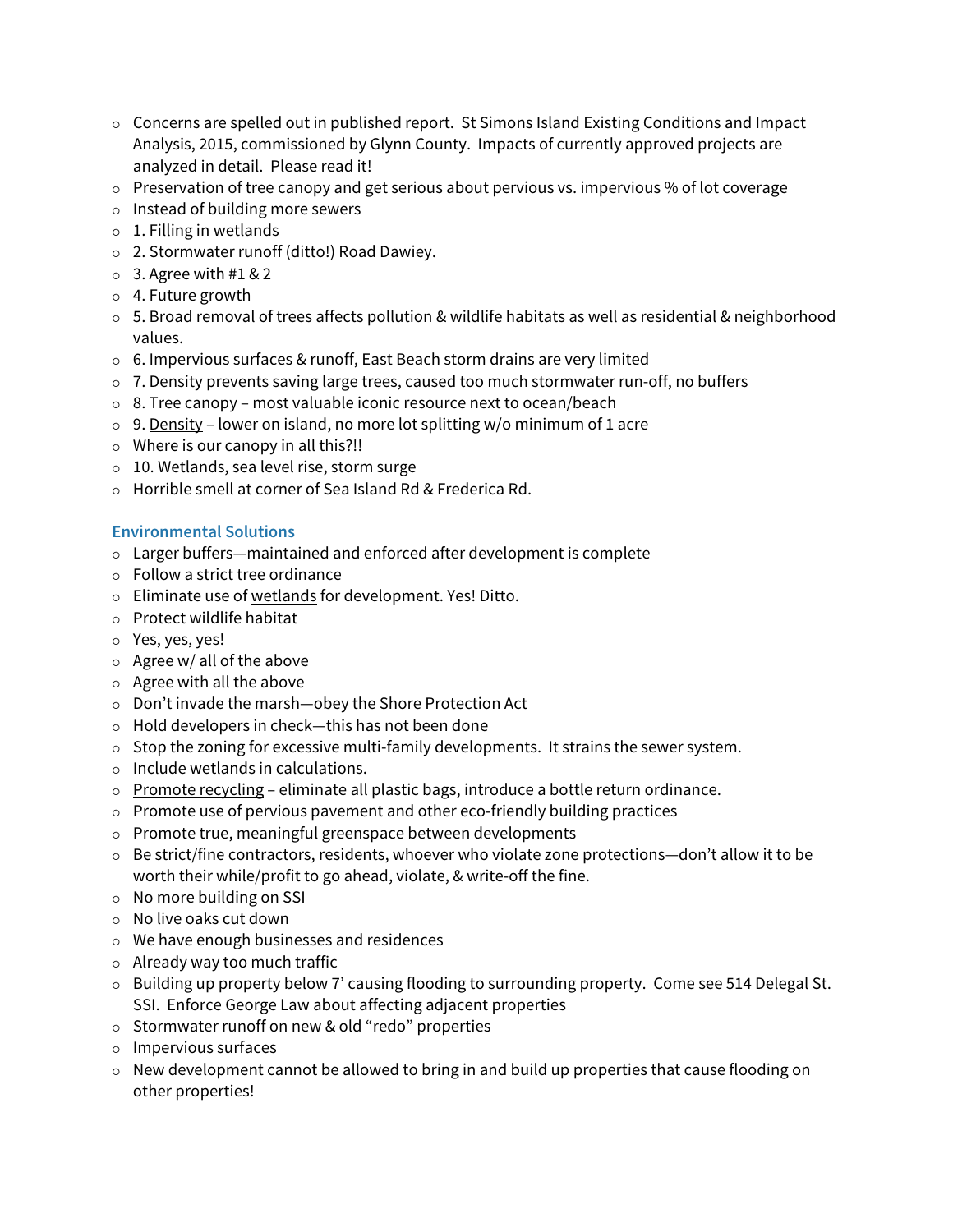- Concerns are spelled out in published report. St Simons Island Existing Conditions and Impact Analysis, 2015, commissioned by Glynn County. Impacts of currently approved projects are analyzed in detail. Please read it!
- Preservation of tree canopy and get serious about pervious vs. impervious % of lot coverage
- Instead of building more sewers
- 1. Filling in wetlands
- 2. Stormwater runoff (ditto!) Road Dawiey.
- 3. Agree with #1 & 2
- 4. Future growth
- 5. Broad removal of trees affects pollution & wildlife habitats as well as residential & neighborhood values.
- 6. Impervious surfaces & runoff, East Beach storm drains are very limited
- 7. Density prevents saving large trees, caused too much stormwater run-off, no buffers
- 8. Tree canopy – most valuable iconic resource next to ocean/beach
- 9. <u>Density</u> – lower on island, no more lot splitting w/o minimum of 1 acre
- Where is our canopy in all this?!!
- 10. Wetlands, sea level rise, storm surge
- Horrible smell at corner of Sea Island Rd & Frederica Rd.

### Environmental Solutions

- Larger buffers—maintained and enforced after development is complete
- Follow a strict tree ordinance
- Eliminate use of <u>wetlands</u> for development. Yes! Ditto.
- Protect wildlife habitat
- Yes, yes, yes!
- Agree w/ all of the above
- Agree with all the above
- Don't invade the marsh—obey the Shore Protection Act
- Hold developers in check—this has not been done
- Stop the zoning for excessive multi-family developments. It strains the sewer system.
- Include wetlands in calculations.
- <u>Promote recycling</u> – eliminate all plastic bags, introduce a bottle return ordinance.
- Promote use of pervious pavement and other eco-friendly building practices
- Promote true, meaningful greenspace between developments
- Be strict/fine contractors, residents, whoever who violate zone protections—don't allow it to be worth their while/profit to go ahead, violate, & write-off the fine.
- No more building on SSI
- No live oaks cut down
- We have enough businesses and residences
- Already way too much traffic
- Building up property below 7' causing flooding to surrounding property. Come see 514 Delegal St. SSI. Enforce George Law about affecting adjacent properties
- Stormwater runoff on new & old "redo" properties
- Impervious surfaces
- New development cannot be allowed to bring in and build up properties that cause flooding on other properties!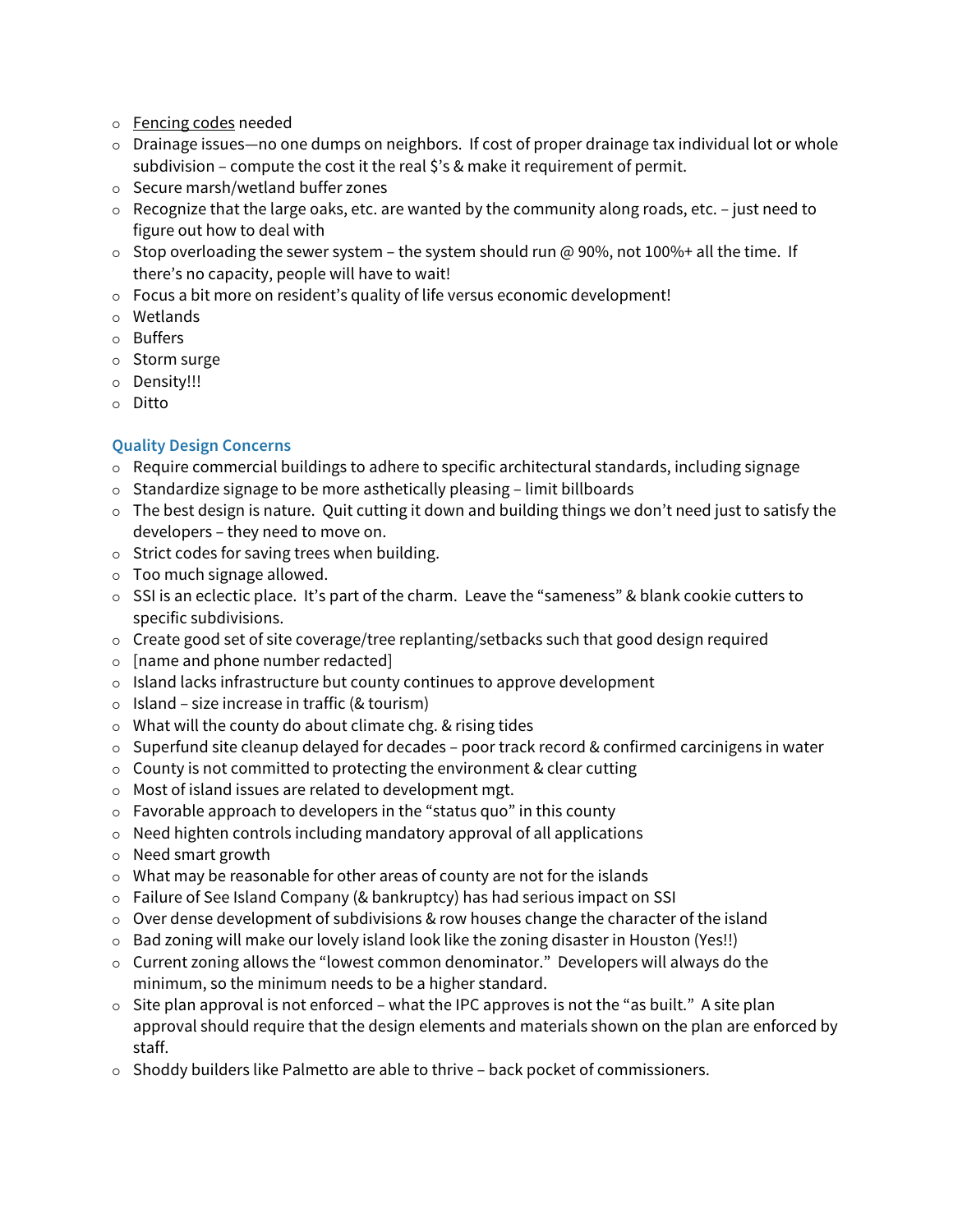- <u>Fencing codes</u> needed
- Drainage issues—no one dumps on neighbors. If cost of proper drainage tax individual lot or whole subdivision – compute the cost it the real $'s & make it requirement of permit.
- Secure marsh/wetland buffer zones
- Recognize that the large oaks, etc. are wanted by the community along roads, etc. – just need to figure out how to deal with
- Stop overloading the sewer system – the system should run @ 90%, not 100%+ all the time. If there's no capacity, people will have to wait!
- Focus a bit more on resident's quality of life versus economic development!
- Wetlands
- Buffers
- Storm surge
- Density!!!
- Ditto

### Quality Design Concerns

- Require commercial buildings to adhere to specific architectural standards, including signage
- Standardize signage to be more asthetically pleasing – limit billboards
- The best design is nature. Quit cutting it down and building things we don't need just to satisfy the developers – they need to move on.
- Strict codes for saving trees when building.
- Too much signage allowed.
- SSI is an eclectic place. It's part of the charm. Leave the "sameness" & blank cookie cutters to specific subdivisions.
- Create good set of site coverage/tree replanting/setbacks such that good design required
- [name and phone number redacted]
- Island lacks infrastructure but county continues to approve development
- Island – size increase in traffic (& tourism)
- What will the county do about climate chg. & rising tides
- Superfund site cleanup delayed for decades – poor track record & confirmed carcinigens in water
- County is not committed to protecting the environment & clear cutting
- Most of island issues are related to development mgt.
- Favorable approach to developers in the "status quo" in this county
- Need highten controls including mandatory approval of all applications
- Need smart growth
- What may be reasonable for other areas of county are not for the islands
- Failure of See Island Company (& bankruptcy) has had serious impact on SSI
- Over dense development of subdivisions & row houses change the character of the island
- Bad zoning will make our lovely island look like the zoning disaster in Houston (Yes!!)
- Current zoning allows the "lowest common denominator." Developers will always do the minimum, so the minimum needs to be a higher standard.
- Site plan approval is not enforced – what the IPC approves is not the "as built." A site plan approval should require that the design elements and materials shown on the plan are enforced by staff.
- Shoddy builders like Palmetto are able to thrive – back pocket of commissioners.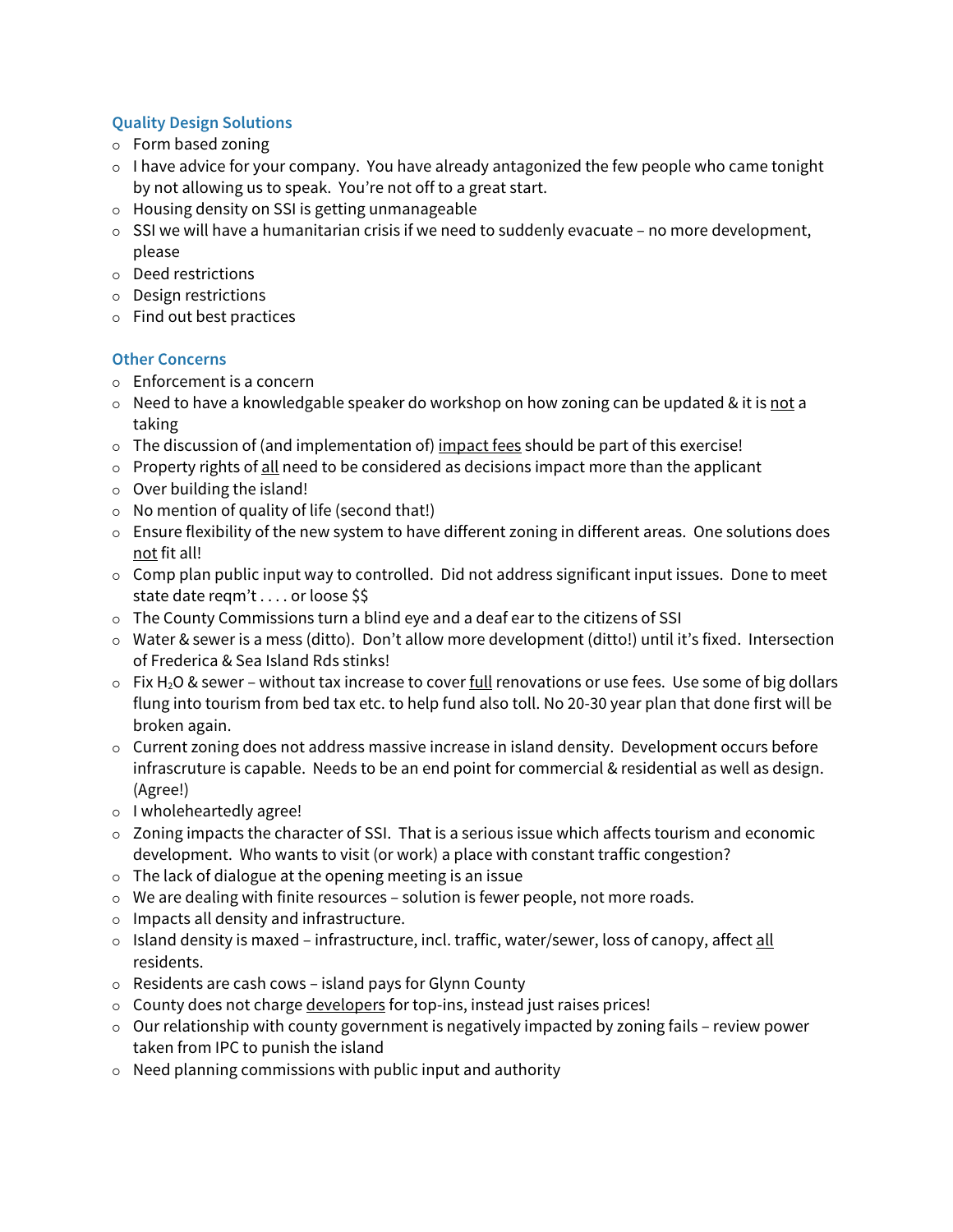### Quality Design Solutions

- Form based zoning
- I have advice for your company. You have already antagonized the few people who came tonight by not allowing us to speak. You're not off to a great start.
- Housing density on SSI is getting unmanageable
- SSI we will have a humanitarian crisis if we need to suddenly evacuate – no more development, please
- Deed restrictions
- Design restrictions
- Find out best practices

### Other Concerns

- Enforcement is a concern
- Need to have a knowledgable speaker do workshop on how zoning can be updated & it is <u>not</u> a taking
- The discussion of (and implementation of) <u>impact fees</u> should be part of this exercise!
- Property rights of <u>all</u> need to be considered as decisions impact more than the applicant
- Over building the island!
- No mention of quality of life (second that!)
- Ensure flexibility of the new system to have different zoning in different areas. One solutions does <u>not</u> fit all!
- Comp plan public input way to controlled. Did not address significant input issues. Done to meet state date reqm't . . . . or loose $$
- The County Commissions turn a blind eye and a deaf ear to the citizens of SSI
- Water & sewer is a mess (ditto). Don't allow more development (ditto!) until it's fixed. Intersection of Frederica & Sea Island Rds stinks!
- Fix $H_2O$ & sewer – without tax increase to cover <u>full</u> renovations or use fees. Use some of big dollars flung into tourism from bed tax etc. to help fund also toll. No 20-30 year plan that done first will be broken again.
- Current zoning does not address massive increase in island density. Development occurs before infrascruture is capable. Needs to be an end point for commercial & residential as well as design. (Agree!)
- I wholeheartedly agree!
- Zoning impacts the character of SSI. That is a serious issue which affects tourism and economic development. Who wants to visit (or work) a place with constant traffic congestion?
- The lack of dialogue at the opening meeting is an issue
- We are dealing with finite resources – solution is fewer people, not more roads.
- Impacts all density and infrastructure.
- Island density is maxed – infrastructure, incl. traffic, water/sewer, loss of canopy, affect <u>all</u> residents.
- Residents are cash cows – island pays for Glynn County
- County does not charge <u>developers</u> for top-ins, instead just raises prices!
- Our relationship with county government is negatively impacted by zoning fails – review power taken from IPC to punish the island
- Need planning commissions with public input and authority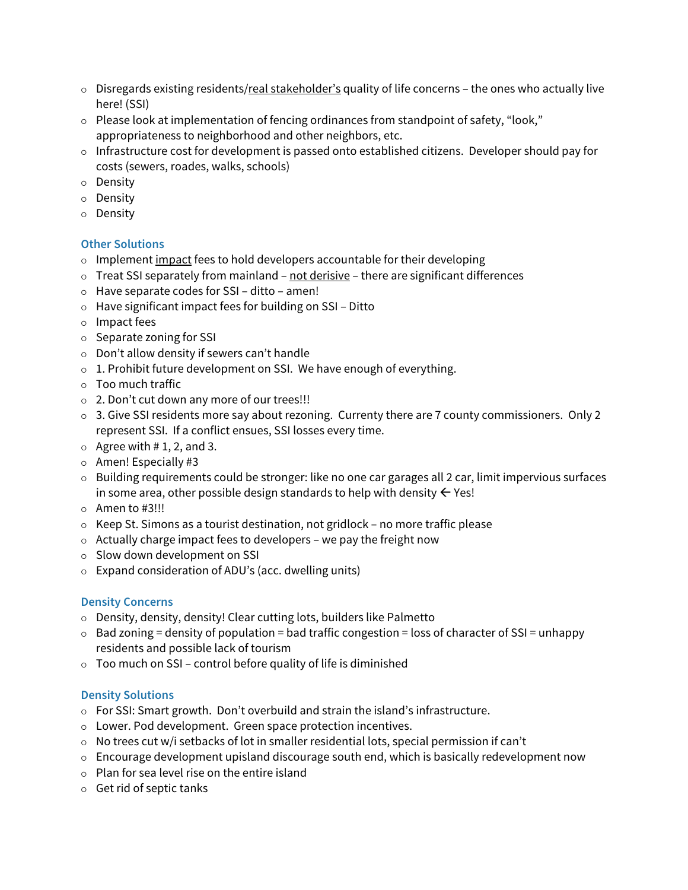- Disregards existing residents/<u>real stakeholder's</u> quality of life concerns – the ones who actually live here! (SSI)
- Please look at implementation of fencing ordinances from standpoint of safety, "look," appropriateness to neighborhood and other neighbors, etc.
- Infrastructure cost for development is passed onto established citizens. Developer should pay for costs (sewers, roades, walks, schools)
- Density
- Density
- Density

### Other Solutions

- Implement <u>impact</u> fees to hold developers accountable for their developing
- Treat SSI separately from mainland – <u>not derisive</u> – there are significant differences
- Have separate codes for SSI – ditto – amen!
- Have significant impact fees for building on SSI – Ditto
- Impact fees
- Separate zoning for SSI
- Don't allow density if sewers can't handle
- 1. Prohibit future development on SSI. We have enough of everything.
- Too much traffic
- 2. Don't cut down any more of our trees!!!
- 3. Give SSI residents more say about rezoning. Currenty there are 7 county commissioners. Only 2 represent SSI. If a conflict ensues, SSI losses every time.
- Agree with # 1, 2, and 3.
- Amen! Especially #3
- Building requirements could be stronger: like no one car garages all 2 car, limit impervious surfaces in some area, other possible design standards to help with density ← Yes!
- Amen to #3!!!
- Keep St. Simons as a tourist destination, not gridlock – no more traffic please
- Actually charge impact fees to developers – we pay the freight now
- Slow down development on SSI
- Expand consideration of ADU's (acc. dwelling units)

### Density Concerns

- Density, density, density! Clear cutting lots, builders like Palmetto
- Bad zoning = density of population = bad traffic congestion = loss of character of SSI = unhappy residents and possible lack of tourism
- Too much on SSI – control before quality of life is diminished

### Density Solutions

- For SSI: Smart growth. Don't overbuild and strain the island's infrastructure.
- Lower. Pod development. Green space protection incentives.
- No trees cut w/i setbacks of lot in smaller residential lots, special permission if can't
- Encourage development upisland discourage south end, which is basically redevelopment now
- Plan for sea level rise on the entire island
- Get rid of septic tanks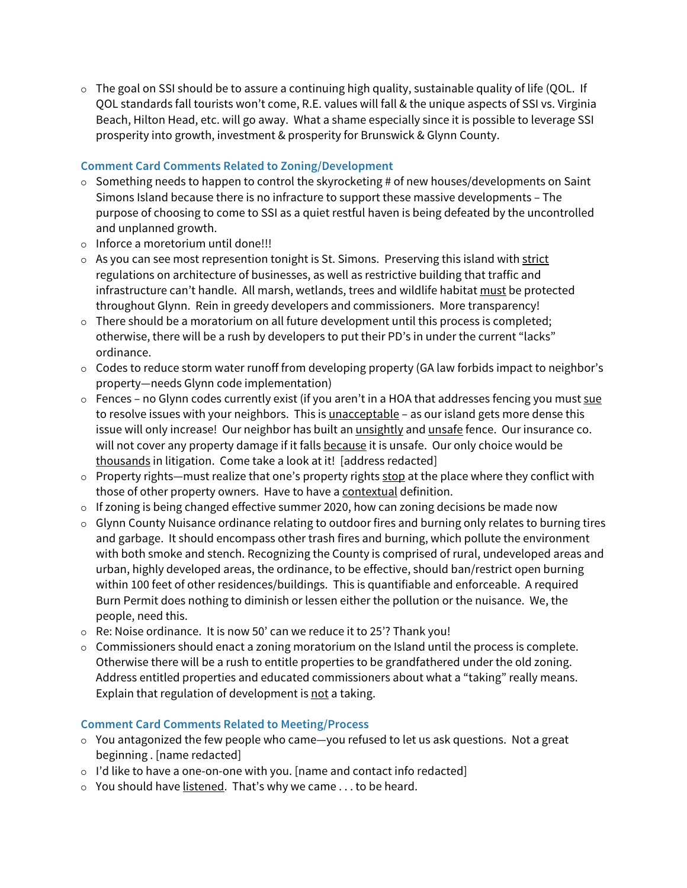- The goal on SSI should be to assure a continuing high quality, sustainable quality of life (QOL. If QOL standards fall tourists won't come, R.E. values will fall & the unique aspects of SSI vs. Virginia Beach, Hilton Head, etc. will go away. What a shame especially since it is possible to leverage SSI prosperity into growth, investment & prosperity for Brunswick & Glynn County.

### Comment Card Comments Related to Zoning/Development

- Something needs to happen to control the skyrocketing # of new houses/developments on Saint Simons Island because there is no infracture to support these massive developments – The purpose of choosing to come to SSI as a quiet restful haven is being defeated by the uncontrolled and unplanned growth.
- Inforce a moretorium until done!!!
- As you can see most represention tonight is St. Simons. Preserving this island with strict regulations on architecture of businesses, as well as restrictive building that traffic and infrastructure can't handle. All marsh, wetlands, trees and wildlife habitat must be protected throughout Glynn. Rein in greedy developers and commissioners. More transparency!
- There should be a moratorium on all future development until this process is completed; otherwise, there will be a rush by developers to put their PD's in under the current "lacks" ordinance.
- Codes to reduce storm water runoff from developing property (GA law forbids impact to neighbor's property—needs Glynn code implementation)
- Fences – no Glynn codes currently exist (if you aren't in a HOA that addresses fencing you must sue to resolve issues with your neighbors. This is unacceptable – as our island gets more dense this issue will only increase! Our neighbor has built an unsightly and unsafe fence. Our insurance co. will not cover any property damage if it falls because it is unsafe. Our only choice would be thousands in litigation. Come take a look at it! [address redacted]
- Property rights—must realize that one's property rights stop at the place where they conflict with those of other property owners. Have to have a contextual definition.
- If zoning is being changed effective summer 2020, how can zoning decisions be made now
- Glynn County Nuisance ordinance relating to outdoor fires and burning only relates to burning tires and garbage. It should encompass other trash fires and burning, which pollute the environment with both smoke and stench. Recognizing the County is comprised of rural, undeveloped areas and urban, highly developed areas, the ordinance, to be effective, should ban/restrict open burning within 100 feet of other residences/buildings. This is quantifiable and enforceable. A required Burn Permit does nothing to diminish or lessen either the pollution or the nuisance. We, the people, need this.
- Re: Noise ordinance. It is now 50' can we reduce it to 25'? Thank you!
- Commissioners should enact a zoning moratorium on the Island until the process is complete. Otherwise there will be a rush to entitle properties to be grandfathered under the old zoning. Address entitled properties and educated commissioners about what a "taking" really means. Explain that regulation of development is not a taking.

### Comment Card Comments Related to Meeting/Process

- You antagonized the few people who came—you refused to let us ask questions. Not a great beginning . [name redacted]
- I'd like to have a one-on-one with you. [name and contact info redacted]
- You should have listened. That's why we came . . . to be heard.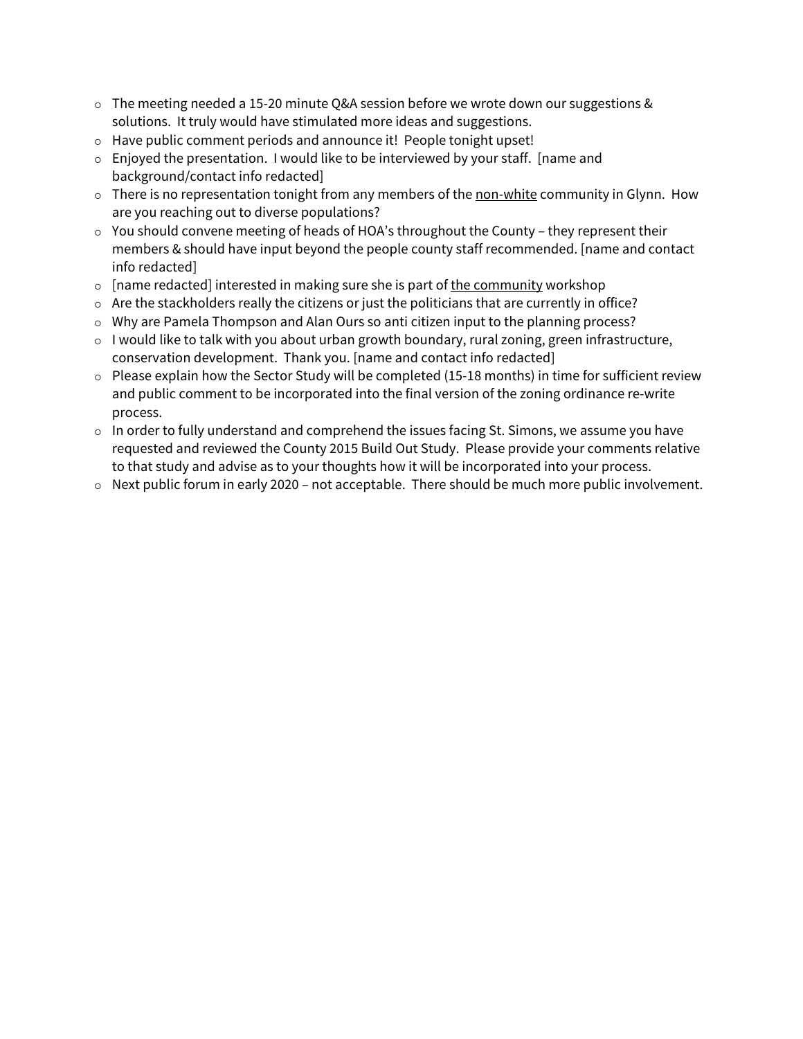- The meeting needed a 15-20 minute Q&A session before we wrote down our suggestions & solutions. It truly would have stimulated more ideas and suggestions.
- Have public comment periods and announce it! People tonight upset!
- Enjoyed the presentation. I would like to be interviewed by your staff. [name and background/contact info redacted]
- There is no representation tonight from any members of the <u>non-white</u> community in Glynn. How are you reaching out to diverse populations?
- You should convene meeting of heads of HOA's throughout the County – they represent their members & should have input beyond the people county staff recommended. [name and contact info redacted]
- [name redacted] interested in making sure she is part of <u>the community</u> workshop
- Are the stackholders really the citizens or just the politicians that are currently in office?
- Why are Pamela Thompson and Alan Ours so anti citizen input to the planning process?
- I would like to talk with you about urban growth boundary, rural zoning, green infrastructure, conservation development. Thank you. [name and contact info redacted]
- Please explain how the Sector Study will be completed (15-18 months) in time for sufficient review and public comment to be incorporated into the final version of the zoning ordinance re-write process.
- In order to fully understand and comprehend the issues facing St. Simons, we assume you have requested and reviewed the County 2015 Build Out Study. Please provide your comments relative to that study and advise as to your thoughts how it will be incorporated into your process.
- Next public forum in early 2020 – not acceptable. There should be much more public involvement.